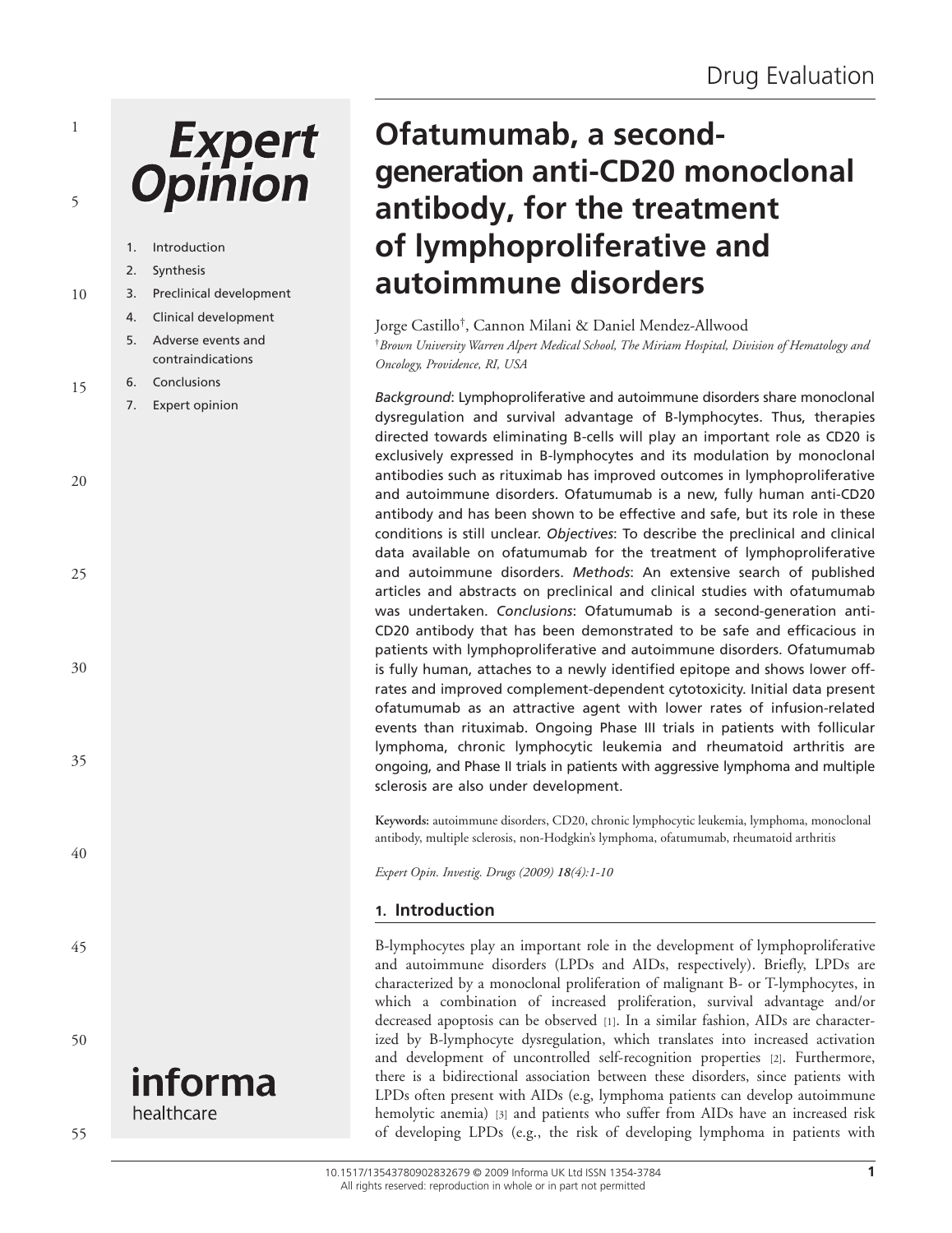Drug Evaluation

# Ofatumumab, a second-generation anti-CD20 monoclonal antibody, for the treatment of lymphoproliferative and autoimmune disorders

1. Introduction
2. Synthesis
3. Preclinical development
4. Clinical development
5. Adverse events and contraindications
6. Conclusions
7. Expert opinion

Jorge Castillo[†], Cannon Milani & Daniel Mendez-Allwood

[†]*Brown University Warren Alpert Medical School, The Miriam Hospital, Division of Hematology and Oncology, Providence, RI, USA*

*Background*: Lymphoproliferative and autoimmune disorders share monoclonal dysregulation and survival advantage of B-lymphocytes. Thus, therapies directed towards eliminating B-cells will play an important role as CD20 is exclusively expressed in B-lymphocytes and its modulation by monoclonal antibodies such as rituximab has improved outcomes in lymphoproliferative and autoimmune disorders. Ofatumumab is a new, fully human anti-CD20 antibody and has been shown to be effective and safe, but its role in these conditions is still unclear. *Objectives*: To describe the preclinical and clinical data available on ofatumumab for the treatment of lymphoproliferative and autoimmune disorders. *Methods*: An extensive search of published articles and abstracts on preclinical and clinical studies with ofatumumab was undertaken. *Conclusions*: Ofatumumab is a second-generation anti-CD20 antibody that has been demonstrated to be safe and efficacious in patients with lymphoproliferative and autoimmune disorders. Ofatumumab is fully human, attaches to a newly identified epitope and shows lower off-rates and improved complement-dependent cytotoxicity. Initial data present ofatumumab as an attractive agent with lower rates of infusion-related events than rituximab. Ongoing Phase III trials in patients with follicular lymphoma, chronic lymphocytic leukemia and rheumatoid arthritis are ongoing, and Phase II trials in patients with aggressive lymphoma and multiple sclerosis are also under development.

**Keywords:** autoimmune disorders, CD20, chronic lymphocytic leukemia, lymphoma, monoclonal antibody, multiple sclerosis, non-Hodgkin's lymphoma, ofatumumab, rheumatoid arthritis

*Expert Opin. Investig. Drugs (2009)* ***18****(4):1-10*

## 1. Introduction

B-lymphocytes play an important role in the development of lymphoproliferative and autoimmune disorders (LPDs and AIDs, respectively). Briefly, LPDs are characterized by a monoclonal proliferation of malignant B- or T-lymphocytes, in which a combination of increased proliferation, survival advantage and/or decreased apoptosis can be observed [1]. In a similar fashion, AIDs are characterized by B-lymphocyte dysregulation, which translates into increased activation and development of uncontrolled self-recognition properties [2]. Furthermore, there is a bidirectional association between these disorders, since patients with LPDs often present with AIDs (e.g, lymphoma patients can develop autoimmune hemolytic anemia) [3] and patients who suffer from AIDs have an increased risk of developing LPDs (e.g., the risk of developing lymphoma in patients with

10.1517/13543780902832679 © 2009 Informa UK Ltd ISSN 1354-3784
All rights reserved: reproduction in whole or in part not permitted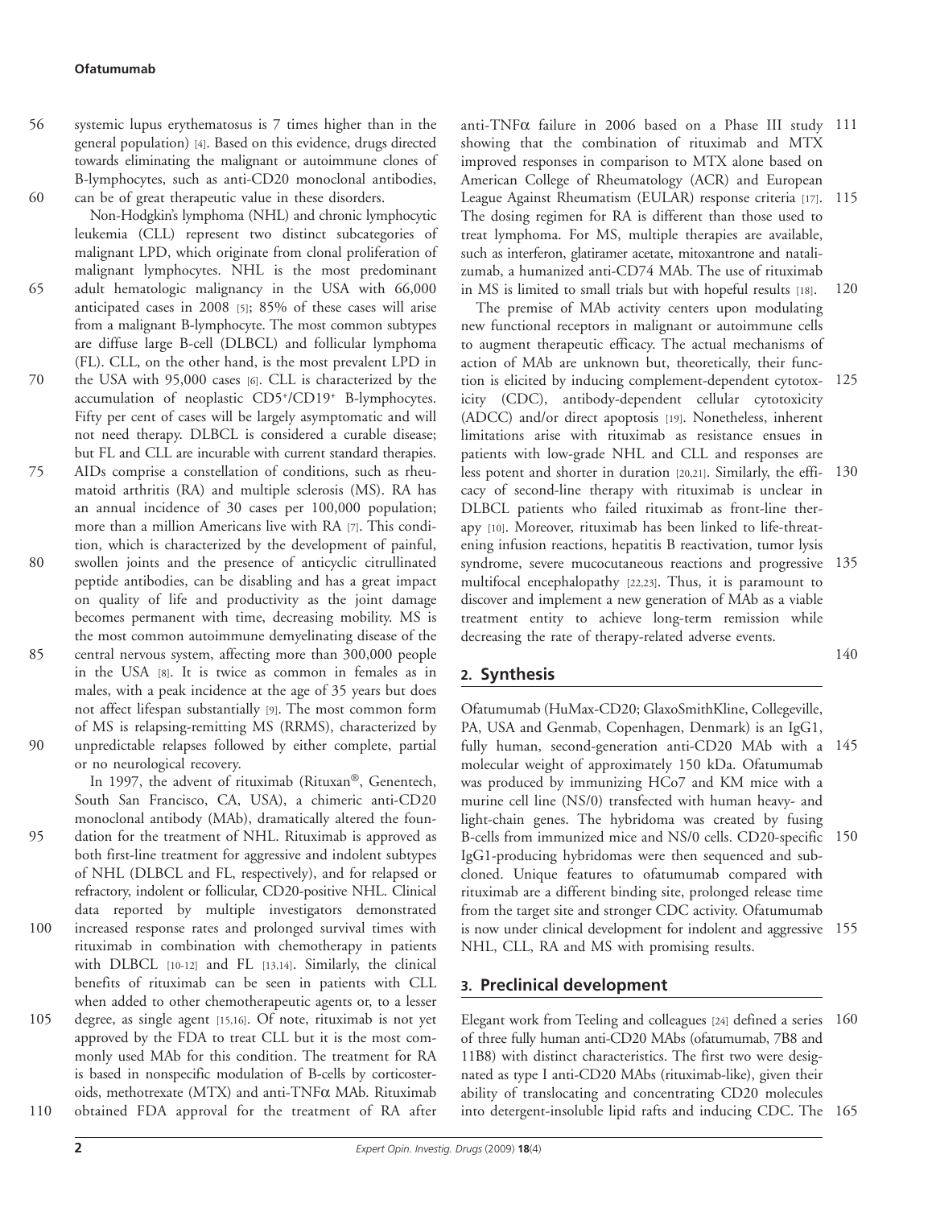systemic lupus erythematosus is 7 times higher than in the general population) [4]. Based on this evidence, drugs directed towards eliminating the malignant or autoimmune clones of B-lymphocytes, such as anti-CD20 monoclonal antibodies, can be of great therapeutic value in these disorders.

Non-Hodgkin's lymphoma (NHL) and chronic lymphocytic leukemia (CLL) represent two distinct subcategories of malignant LPD, which originate from clonal proliferation of malignant lymphocytes. NHL is the most predominant adult hematologic malignancy in the USA with 66,000 anticipated cases in 2008 [5]; 85% of these cases will arise from a malignant B-lymphocyte. The most common subtypes are diffuse large B-cell (DLBCL) and follicular lymphoma (FL). CLL, on the other hand, is the most prevalent LPD in the USA with 95,000 cases [6]. CLL is characterized by the accumulation of neoplastic CD5+/CD19+ B-lymphocytes. Fifty per cent of cases will be largely asymptomatic and will not need therapy. DLBCL is considered a curable disease; but FL and CLL are incurable with current standard therapies. AIDs comprise a constellation of conditions, such as rheumatoid arthritis (RA) and multiple sclerosis (MS). RA has an annual incidence of 30 cases per 100,000 population; more than a million Americans live with RA [7]. This condition, which is characterized by the development of painful, swollen joints and the presence of anticyclic citrullinated peptide antibodies, can be disabling and has a great impact on quality of life and productivity as the joint damage becomes permanent with time, decreasing mobility. MS is the most common autoimmune demyelinating disease of the central nervous system, affecting more than 300,000 people in the USA [8]. It is twice as common in females as in males, with a peak incidence at the age of 35 years but does not affect lifespan substantially [9]. The most common form of MS is relapsing-remitting MS (RRMS), characterized by unpredictable relapses followed by either complete, partial or no neurological recovery.

In 1997, the advent of rituximab (Rituxan®, Genentech, South San Francisco, CA, USA), a chimeric anti-CD20 monoclonal antibody (MAb), dramatically altered the foundation for the treatment of NHL. Rituximab is approved as both first-line treatment for aggressive and indolent subtypes of NHL (DLBCL and FL, respectively), and for relapsed or refractory, indolent or follicular, CD20-positive NHL. Clinical data reported by multiple investigators demonstrated increased response rates and prolonged survival times with rituximab in combination with chemotherapy in patients with DLBCL [10-12] and FL [13,14]. Similarly, the clinical benefits of rituximab can be seen in patients with CLL when added to other chemotherapeutic agents or, to a lesser degree, as single agent [15,16]. Of note, rituximab is not yet approved by the FDA to treat CLL but it is the most commonly used MAb for this condition. The treatment for RA is based in nonspecific modulation of B-cells by corticosteroids, methotrexate (MTX) and anti-TNFα MAb. Rituximab obtained FDA approval for the treatment of RA after anti-TNFα failure in 2006 based on a Phase III study showing that the combination of rituximab and MTX improved responses in comparison to MTX alone based on American College of Rheumatology (ACR) and European League Against Rheumatism (EULAR) response criteria [17]. The dosing regimen for RA is different than those used to treat lymphoma. For MS, multiple therapies are available, such as interferon, glatiramer acetate, mitoxantrone and natalizumab, a humanized anti-CD74 MAb. The use of rituximab in MS is limited to small trials but with hopeful results [18].

The premise of MAb activity centers upon modulating new functional receptors in malignant or autoimmune cells to augment therapeutic efficacy. The actual mechanisms of action of MAb are unknown but, theoretically, their function is elicited by inducing complement-dependent cytotoxicity (CDC), antibody-dependent cellular cytotoxicity (ADCC) and/or direct apoptosis [19]. Nonetheless, inherent limitations arise with rituximab as resistance ensues in patients with low-grade NHL and CLL and responses are less potent and shorter in duration [20,21]. Similarly, the efficacy of second-line therapy with rituximab is unclear in DLBCL patients who failed rituximab as front-line therapy [10]. Moreover, rituximab has been linked to life-threatening infusion reactions, hepatitis B reactivation, tumor lysis syndrome, severe mucocutaneous reactions and progressive multifocal encephalopathy [22,23]. Thus, it is paramount to discover and implement a new generation of MAb as a viable treatment entity to achieve long-term remission while decreasing the rate of therapy-related adverse events.

## 2. Synthesis

Ofatumumab (HuMax-CD20; GlaxoSmithKline, Collegeville, PA, USA and Genmab, Copenhagen, Denmark) is an IgG1, fully human, second-generation anti-CD20 MAb with a molecular weight of approximately 150 kDa. Ofatumumab was produced by immunizing HCo7 and KM mice with a murine cell line (NS/0) transfected with human heavy- and light-chain genes. The hybridoma was created by fusing B-cells from immunized mice and NS/0 cells. CD20-specific IgG1-producing hybridomas were then sequenced and subcloned. Unique features to ofatumumab compared with rituximab are a different binding site, prolonged release time from the target site and stronger CDC activity. Ofatumumab is now under clinical development for indolent and aggressive NHL, CLL, RA and MS with promising results.

## 3. Preclinical development

Elegant work from Teeling and colleagues [24] defined a series of three fully human anti-CD20 MAbs (ofatumumab, 7B8 and 11B8) with distinct characteristics. The first two were designated as type I anti-CD20 MAbs (rituximab-like), given their ability of translocating and concentrating CD20 molecules into detergent-insoluble lipid rafts and inducing CDC. The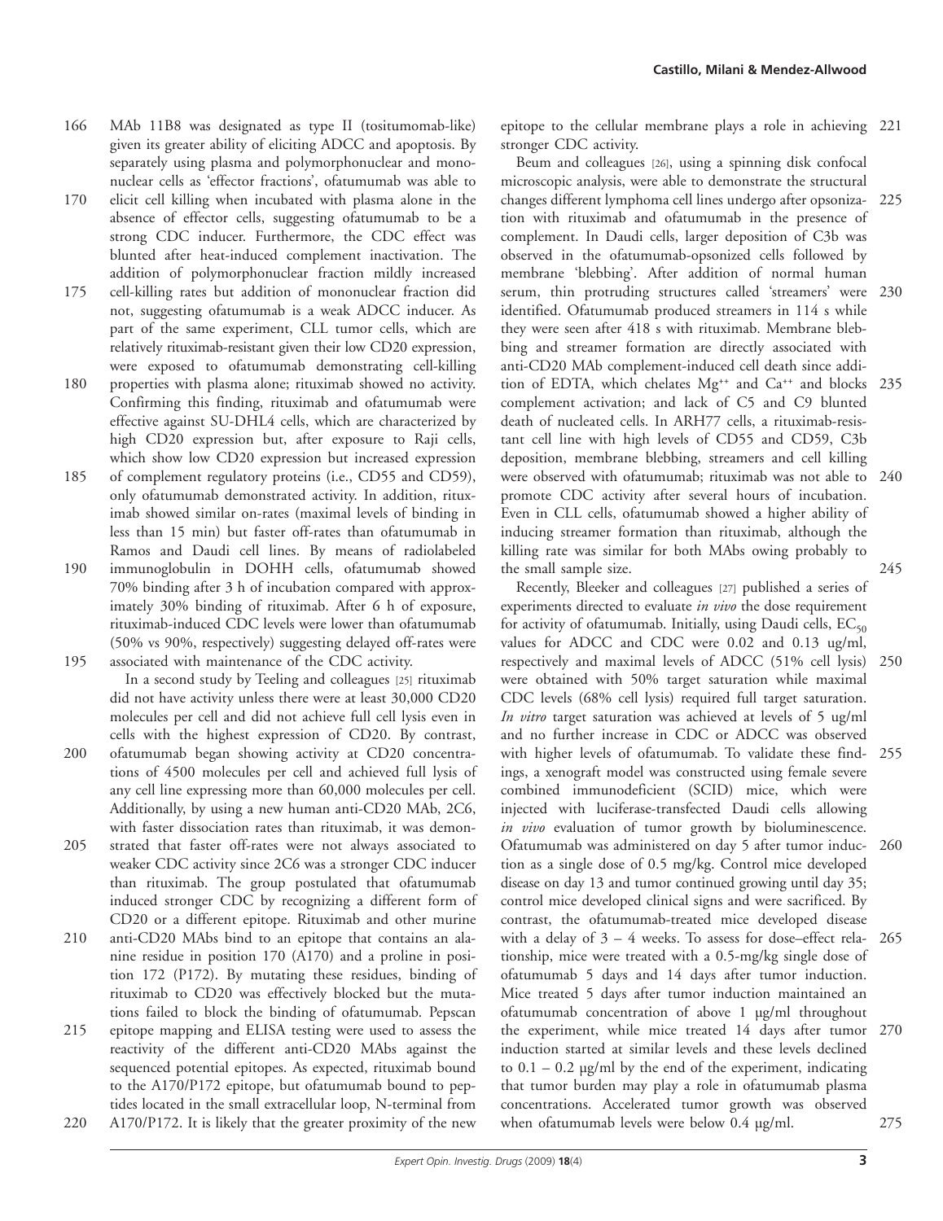MAb 11B8 was designated as type II (tositumomab-like) given its greater ability of eliciting ADCC and apoptosis. By separately using plasma and polymorphonuclear and mononuclear cells as 'effector fractions', ofatumumab was able to elicit cell killing when incubated with plasma alone in the absence of effector cells, suggesting ofatumumab to be a strong CDC inducer. Furthermore, the CDC effect was blunted after heat-induced complement inactivation. The addition of polymorphonuclear fraction mildly increased cell-killing rates but addition of mononuclear fraction did not, suggesting ofatumumab is a weak ADCC inducer. As part of the same experiment, CLL tumor cells, which are relatively rituximab-resistant given their low CD20 expression, were exposed to ofatumumab demonstrating cell-killing properties with plasma alone; rituximab showed no activity. Confirming this finding, rituximab and ofatumumab were effective against SU-DHL4 cells, which are characterized by high CD20 expression but, after exposure to Raji cells, which show low CD20 expression but increased expression of complement regulatory proteins (i.e., CD55 and CD59), only ofatumumab demonstrated activity. In addition, rituximab showed similar on-rates (maximal levels of binding in less than 15 min) but faster off-rates than ofatumumab in Ramos and Daudi cell lines. By means of radiolabeled immunoglobulin in DOHH cells, ofatumumab showed 70% binding after 3 h of incubation compared with approximately 30% binding of rituximab. After 6 h of exposure, rituximab-induced CDC levels were lower than ofatumumab (50% vs 90%, respectively) suggesting delayed off-rates were associated with maintenance of the CDC activity.

In a second study by Teeling and colleagues [25] rituximab did not have activity unless there were at least 30,000 CD20 molecules per cell and did not achieve full cell lysis even in cells with the highest expression of CD20. By contrast, ofatumumab began showing activity at CD20 concentrations of 4500 molecules per cell and achieved full lysis of any cell line expressing more than 60,000 molecules per cell. Additionally, by using a new human anti-CD20 MAb, 2C6, with faster dissociation rates than rituximab, it was demonstrated that faster off-rates were not always associated to weaker CDC activity since 2C6 was a stronger CDC inducer than rituximab. The group postulated that ofatumumab induced stronger CDC by recognizing a different form of CD20 or a different epitope. Rituximab and other murine anti-CD20 MAbs bind to an epitope that contains an alanine residue in position 170 (A170) and a proline in position 172 (P172). By mutating these residues, binding of rituximab to CD20 was effectively blocked but the mutations failed to block the binding of ofatumumab. Pepscan epitope mapping and ELISA testing were used to assess the reactivity of the different anti-CD20 MAbs against the sequenced potential epitopes. As expected, rituximab bound to the A170/P172 epitope, but ofatumumab bound to peptides located in the small extracellular loop, N-terminal from A170/P172. It is likely that the greater proximity of the new epitope to the cellular membrane plays a role in achieving stronger CDC activity.

Beum and colleagues [26], using a spinning disk confocal microscopic analysis, were able to demonstrate the structural changes different lymphoma cell lines undergo after opsonization with rituximab and ofatumumab in the presence of complement. In Daudi cells, larger deposition of C3b was observed in the ofatumumab-opsonized cells followed by membrane 'blebbing'. After addition of normal human serum, thin protruding structures called 'streamers' were identified. Ofatumumab produced streamers in 114 s while they were seen after 418 s with rituximab. Membrane blebbing and streamer formation are directly associated with anti-CD20 MAb complement-induced cell death since addition of EDTA, which chelates $Mg^{++}$ and $Ca^{++}$ and blocks complement activation; and lack of C5 and C9 blunted death of nucleated cells. In ARH77 cells, a rituximab-resistant cell line with high levels of CD55 and CD59, C3b deposition, membrane blebbing, streamers and cell killing were observed with ofatumumab; rituximab was not able to promote CDC activity after several hours of incubation. Even in CLL cells, ofatumumab showed a higher ability of inducing streamer formation than rituximab, although the killing rate was similar for both MAbs owing probably to the small sample size.

Recently, Bleeker and colleagues [27] published a series of experiments directed to evaluate *in vivo* the dose requirement for activity of ofatumumab. Initially, using Daudi cells, $EC_{50}$ values for ADCC and CDC were 0.02 and 0.13 ug/ml, respectively and maximal levels of ADCC (51% cell lysis) were obtained with 50% target saturation while maximal CDC levels (68% cell lysis) required full target saturation. *In vitro* target saturation was achieved at levels of 5 ug/ml and no further increase in CDC or ADCC was observed with higher levels of ofatumumab. To validate these findings, a xenograft model was constructed using female severe combined immunodeficient (SCID) mice, which were injected with luciferase-transfected Daudi cells allowing *in vivo* evaluation of tumor growth by bioluminescence. Ofatumumab was administered on day 5 after tumor induction as a single dose of 0.5 mg/kg. Control mice developed disease on day 13 and tumor continued growing until day 35; control mice developed clinical signs and were sacrificed. By contrast, the ofatumumab-treated mice developed disease with a delay of 3 – 4 weeks. To assess for dose–effect relationship, mice were treated with a 0.5-mg/kg single dose of ofatumumab 5 days and 14 days after tumor induction. Mice treated 5 days after tumor induction maintained an ofatumumab concentration of above 1 µg/ml throughout the experiment, while mice treated 14 days after tumor induction started at similar levels and these levels declined to 0.1 – 0.2 µg/ml by the end of the experiment, indicating that tumor burden may play a role in ofatumumab plasma concentrations. Accelerated tumor growth was observed when ofatumumab levels were below 0.4 µg/ml.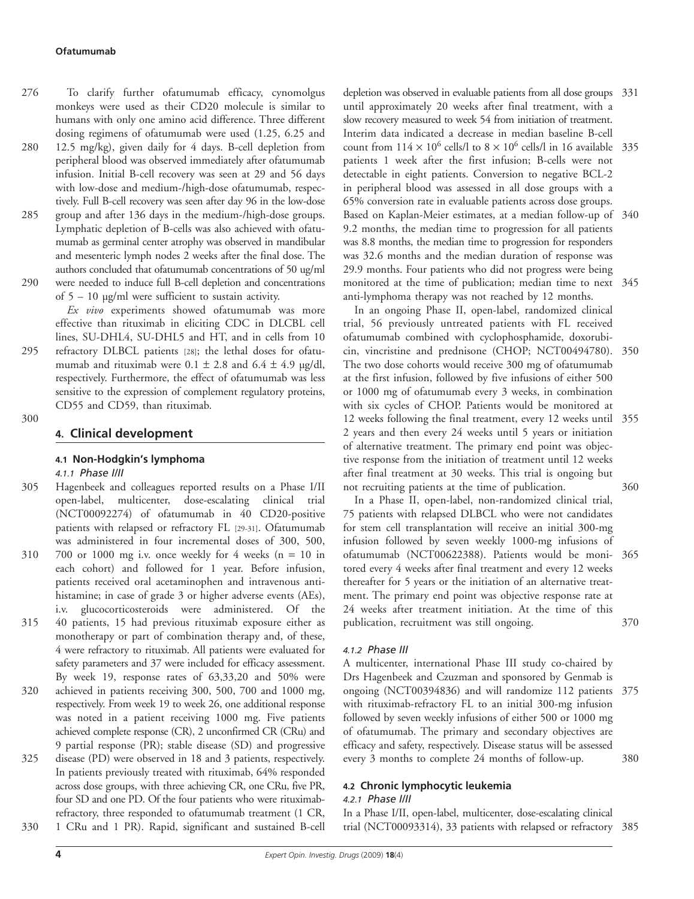To clarify further ofatumumab efficacy, cynomolgus monkeys were used as their CD20 molecule is similar to humans with only one amino acid difference. Three different dosing regimens of ofatumumab were used (1.25, 6.25 and 12.5 mg/kg), given daily for 4 days. B-cell depletion from peripheral blood was observed immediately after ofatumumab infusion. Initial B-cell recovery was seen at 29 and 56 days with low-dose and medium-/high-dose ofatumumab, respectively. Full B-cell recovery was seen after day 96 in the low-dose group and after 136 days in the medium-/high-dose groups. Lymphatic depletion of B-cells was also achieved with ofatumumab as germinal center atrophy was observed in mandibular and mesenteric lymph nodes 2 weeks after the final dose. The authors concluded that ofatumumab concentrations of 50 ug/ml were needed to induce full B-cell depletion and concentrations of 5 – 10 µg/ml were sufficient to sustain activity.

*Ex vivo* experiments showed ofatumumab was more effective than rituximab in eliciting CDC in DLCBL cell lines, SU-DHL4, SU-DHL5 and HT, and in cells from 10 refractory DLBCL patients [28]; the lethal doses for ofatumumab and rituximab were $0.1 \pm 2.8$ and $6.4 \pm 4.9$ µg/dl, respectively. Furthermore, the effect of ofatumumab was less sensitive to the expression of complement regulatory proteins, CD55 and CD59, than rituximab.

## 4. Clinical development

### 4.1 Non-Hodgkin's lymphoma

#### 4.1.1 *Phase I/II*

Hagenbeek and colleagues reported results on a Phase I/II open-label, multicenter, dose-escalating clinical trial (NCT00092274) of ofatumumab in 40 CD20-positive patients with relapsed or refractory FL [29-31]. Ofatumumab was administered in four incremental doses of 300, 500, 700 or 1000 mg i.v. once weekly for 4 weeks (n = 10 in each cohort) and followed for 1 year. Before infusion, patients received oral acetaminophen and intravenous antihistamine; in case of grade 3 or higher adverse events (AEs), i.v. glucocorticosteroids were administered. Of the 40 patients, 15 had previous rituximab exposure either as monotherapy or part of combination therapy and, of these, 4 were refractory to rituximab. All patients were evaluated for safety parameters and 37 were included for efficacy assessment. By week 19, response rates of 63,33,20 and 50% were achieved in patients receiving 300, 500, 700 and 1000 mg, respectively. From week 19 to week 26, one additional response was noted in a patient receiving 1000 mg. Five patients achieved complete response (CR), 2 unconfirmed CR (CRu) and 9 partial response (PR); stable disease (SD) and progressive disease (PD) were observed in 18 and 3 patients, respectively. In patients previously treated with rituximab, 64% responded across dose groups, with three achieving CR, one CRu, five PR, four SD and one PD. Of the four patients who were rituximab-refractory, three responded to ofatumumab treatment (1 CR, 1 CRu and 1 PR). Rapid, significant and sustained B-cell depletion was observed in evaluable patients from all dose groups until approximately 20 weeks after final treatment, with a slow recovery measured to week 54 from initiation of treatment. Interim data indicated a decrease in median baseline B-cell count from $114 \times 10^6$ cells/l to $8 \times 10^6$ cells/l in 16 available patients 1 week after the first infusion; B-cells were not detectable in eight patients. Conversion to negative BCL-2 in peripheral blood was assessed in all dose groups with a 65% conversion rate in evaluable patients across dose groups. Based on Kaplan-Meier estimates, at a median follow-up of 9.2 months, the median time to progression for all patients was 8.8 months, the median time to progression for responders was 32.6 months and the median duration of response was 29.9 months. Four patients who did not progress were being monitored at the time of publication; median time to next anti-lymphoma therapy was not reached by 12 months.

In an ongoing Phase II, open-label, randomized clinical trial, 56 previously untreated patients with FL received ofatumumab combined with cyclophosphamide, doxorubicin, vincristine and prednisone (CHOP; NCT00494780). The two dose cohorts would receive 300 mg of ofatumumab at the first infusion, followed by five infusions of either 500 or 1000 mg of ofatumumab every 3 weeks, in combination with six cycles of CHOP. Patients would be monitored at 12 weeks following the final treatment, every 12 weeks until 2 years and then every 24 weeks until 5 years or initiation of alternative treatment. The primary end point was objective response from the initiation of treatment until 12 weeks after final treatment at 30 weeks. This trial is ongoing but not recruiting patients at the time of publication.

In a Phase II, open-label, non-randomized clinical trial, 75 patients with relapsed DLBCL who were not candidates for stem cell transplantation will receive an initial 300-mg infusion followed by seven weekly 1000-mg infusions of ofatumumab (NCT00622388). Patients would be monitored every 4 weeks after final treatment and every 12 weeks thereafter for 5 years or the initiation of an alternative treatment. The primary end point was objective response rate at 24 weeks after treatment initiation. At the time of this publication, recruitment was still ongoing.

#### 4.1.2 *Phase III*

A multicenter, international Phase III study co-chaired by Drs Hagenbeek and Czuzman and sponsored by Genmab is ongoing (NCT00394836) and will randomize 112 patients with rituximab-refractory FL to an initial 300-mg infusion followed by seven weekly infusions of either 500 or 1000 mg of ofatumumab. The primary and secondary objectives are efficacy and safety, respectively. Disease status will be assessed every 3 months to complete 24 months of follow-up.

### 4.2 Chronic lymphocytic leukemia

#### 4.2.1 *Phase I/II*

In a Phase I/II, open-label, multicenter, dose-escalating clinical trial (NCT00093314), 33 patients with relapsed or refractory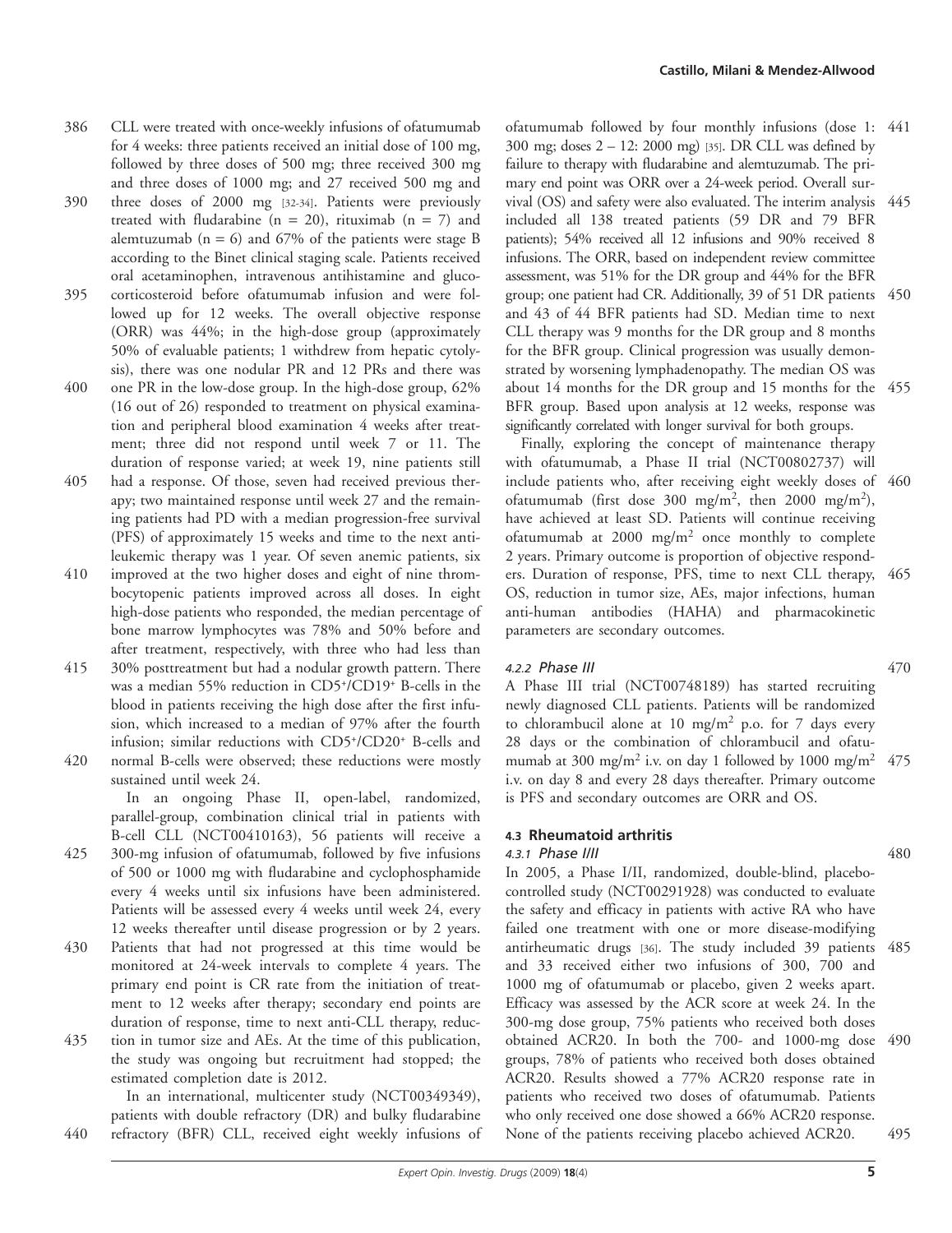CLL were treated with once-weekly infusions of ofatumumab for 4 weeks: three patients received an initial dose of 100 mg, followed by three doses of 500 mg; three received 300 mg and three doses of 1000 mg; and 27 received 500 mg and three doses of 2000 mg [32-34]. Patients were previously treated with fludarabine (n = 20), rituximab (n = 7) and alemtuzumab (n = 6) and 67% of the patients were stage B according to the Binet clinical staging scale. Patients received oral acetaminophen, intravenous antihistamine and glucocorticosteroid before ofatumumab infusion and were followed up for 12 weeks. The overall objective response (ORR) was 44%; in the high-dose group (approximately 50% of evaluable patients; 1 withdrew from hepatic cytolysis), there was one nodular PR and 12 PRs and there was one PR in the low-dose group. In the high-dose group, 62% (16 out of 26) responded to treatment on physical examination and peripheral blood examination 4 weeks after treatment; three did not respond until week 7 or 11. The duration of response varied; at week 19, nine patients still had a response. Of those, seven had received previous therapy; two maintained response until week 27 and the remaining patients had PD with a median progression-free survival (PFS) of approximately 15 weeks and time to the next antileukemic therapy was 1 year. Of seven anemic patients, six improved at the two higher doses and eight of nine thrombocytopenic patients improved across all doses. In eight high-dose patients who responded, the median percentage of bone marrow lymphocytes was 78% and 50% before and after treatment, respectively, with three who had less than 30% posttreatment but had a nodular growth pattern. There was a median 55% reduction in CD5+/CD19+ B-cells in the blood in patients receiving the high dose after the first infusion, which increased to a median of 97% after the fourth infusion; similar reductions with CD5+/CD20+ B-cells and normal B-cells were observed; these reductions were mostly sustained until week 24.

In an ongoing Phase II, open-label, randomized, parallel-group, combination clinical trial in patients with B-cell CLL (NCT00410163), 56 patients will receive a 300-mg infusion of ofatumumab, followed by five infusions of 500 or 1000 mg with fludarabine and cyclophosphamide every 4 weeks until six infusions have been administered. Patients will be assessed every 4 weeks until week 24, every 12 weeks thereafter until disease progression or by 2 years. Patients that had not progressed at this time would be monitored at 24-week intervals to complete 4 years. The primary end point is CR rate from the initiation of treatment to 12 weeks after therapy; secondary end points are duration of response, time to next anti-CLL therapy, reduction in tumor size and AEs. At the time of this publication, the study was ongoing but recruitment had stopped; the estimated completion date is 2012.

In an international, multicenter study (NCT00349349), patients with double refractory (DR) and bulky fludarabine refractory (BFR) CLL, received eight weekly infusions of ofatumumab followed by four monthly infusions (dose 1: 300 mg; doses 2 – 12: 2000 mg) [35]. DR CLL was defined by failure to therapy with fludarabine and alemtuzumab. The primary end point was ORR over a 24-week period. Overall survival (OS) and safety were also evaluated. The interim analysis included all 138 treated patients (59 DR and 79 BFR patients); 54% received all 12 infusions and 90% received 8 infusions. The ORR, based on independent review committee assessment, was 51% for the DR group and 44% for the BFR group; one patient had CR. Additionally, 39 of 51 DR patients and 43 of 44 BFR patients had SD. Median time to next CLL therapy was 9 months for the DR group and 8 months for the BFR group. Clinical progression was usually demonstrated by worsening lymphadenopathy. The median OS was about 14 months for the DR group and 15 months for the BFR group. Based upon analysis at 12 weeks, response was significantly correlated with longer survival for both groups.

Finally, exploring the concept of maintenance therapy with ofatumumab, a Phase II trial (NCT00802737) will include patients who, after receiving eight weekly doses of ofatumumab (first dose 300 mg/m$^2$, then 2000 mg/m$^2$), have achieved at least SD. Patients will continue receiving ofatumumab at 2000 mg/m$^2$ once monthly to complete 2 years. Primary outcome is proportion of objective responders. Duration of response, PFS, time to next CLL therapy, OS, reduction in tumor size, AEs, major infections, human anti-human antibodies (HAHA) and pharmacokinetic parameters are secondary outcomes.

#### *4.2.2 Phase III*

A Phase III trial (NCT00748189) has started recruiting newly diagnosed CLL patients. Patients will be randomized to chlorambucil alone at 10 mg/m$^2$ p.o. for 7 days every 28 days or the combination of chlorambucil and ofatumumab at 300 mg/m$^2$ i.v. on day 1 followed by 1000 mg/m$^2$ i.v. on day 8 and every 28 days thereafter. Primary outcome is PFS and secondary outcomes are ORR and OS.

### **4.3 Rheumatoid arthritis**

#### *4.3.1 Phase I/II*

In 2005, a Phase I/II, randomized, double-blind, placebo-controlled study (NCT00291928) was conducted to evaluate the safety and efficacy in patients with active RA who have failed one treatment with one or more disease-modifying antirheumatic drugs [36]. The study included 39 patients and 33 received either two infusions of 300, 700 and 1000 mg of ofatumumab or placebo, given 2 weeks apart. Efficacy was assessed by the ACR score at week 24. In the 300-mg dose group, 75% patients who received both doses obtained ACR20. In both the 700- and 1000-mg dose groups, 78% of patients who received both doses obtained ACR20. Results showed a 77% ACR20 response rate in patients who received two doses of ofatumumab. Patients who only received one dose showed a 66% ACR20 response. None of the patients receiving placebo achieved ACR20.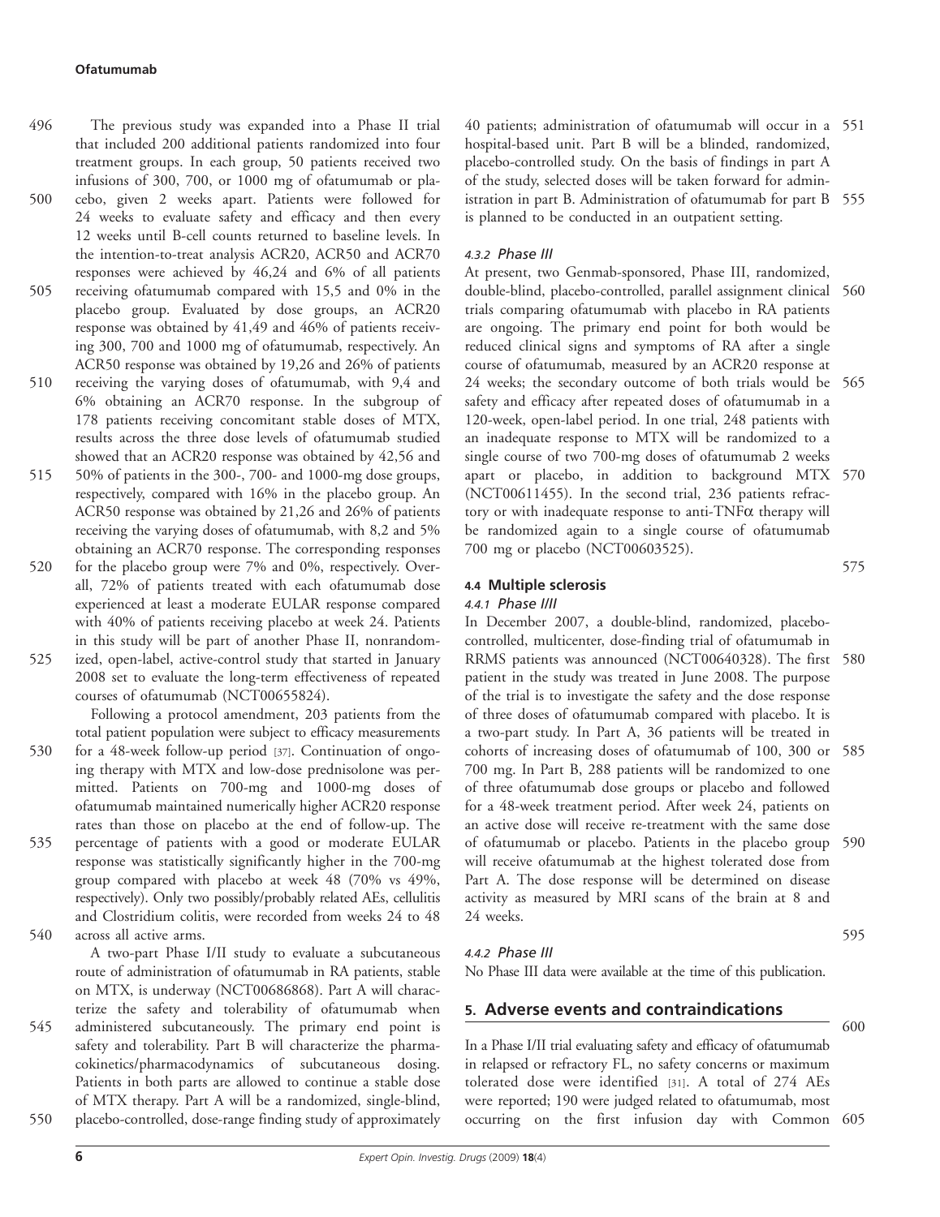The previous study was expanded into a Phase II trial that included 200 additional patients randomized into four treatment groups. In each group, 50 patients received two infusions of 300, 700, or 1000 mg of ofatumumab or placebo, given 2 weeks apart. Patients were followed for 24 weeks to evaluate safety and efficacy and then every 12 weeks until B-cell counts returned to baseline levels. In the intention-to-treat analysis ACR20, ACR50 and ACR70 responses were achieved by 46,24 and 6% of all patients receiving ofatumumab compared with 15,5 and 0% in the placebo group. Evaluated by dose groups, an ACR20 response was obtained by 41,49 and 46% of patients receiving 300, 700 and 1000 mg of ofatumumab, respectively. An ACR50 response was obtained by 19,26 and 26% of patients receiving the varying doses of ofatumumab, with 9,4 and 6% obtaining an ACR70 response. In the subgroup of 178 patients receiving concomitant stable doses of MTX, results across the three dose levels of ofatumumab studied showed that an ACR20 response was obtained by 42,56 and 50% of patients in the 300-, 700- and 1000-mg dose groups, respectively, compared with 16% in the placebo group. An ACR50 response was obtained by 21,26 and 26% of patients receiving the varying doses of ofatumumab, with 8,2 and 5% obtaining an ACR70 response. The corresponding responses for the placebo group were 7% and 0%, respectively. Overall, 72% of patients treated with each ofatumumab dose experienced at least a moderate EULAR response compared with 40% of patients receiving placebo at week 24. Patients in this study will be part of another Phase II, nonrandomized, open-label, active-control study that started in January 2008 set to evaluate the long-term effectiveness of repeated courses of ofatumumab (NCT00655824).

Following a protocol amendment, 203 patients from the total patient population were subject to efficacy measurements for a 48-week follow-up period [37]. Continuation of ongoing therapy with MTX and low-dose prednisolone was permitted. Patients on 700-mg and 1000-mg doses of ofatumumab maintained numerically higher ACR20 response rates than those on placebo at the end of follow-up. The percentage of patients with a good or moderate EULAR response was statistically significantly higher in the 700-mg group compared with placebo at week 48 (70% vs 49%, respectively). Only two possibly/probably related AEs, cellulitis and Clostridium colitis, were recorded from weeks 24 to 48 across all active arms.

A two-part Phase I/II study to evaluate a subcutaneous route of administration of ofatumumab in RA patients, stable on MTX, is underway (NCT00686868). Part A will characterize the safety and tolerability of ofatumumab when administered subcutaneously. The primary end point is safety and tolerability. Part B will characterize the pharmacokinetics/pharmacodynamics of subcutaneous dosing. Patients in both parts are allowed to continue a stable dose of MTX therapy. Part A will be a randomized, single-blind, placebo-controlled, dose-range finding study of approximately 40 patients; administration of ofatumumab will occur in a hospital-based unit. Part B will be a blinded, randomized, placebo-controlled study. On the basis of findings in part A of the study, selected doses will be taken forward for administration in part B. Administration of ofatumumab for part B is planned to be conducted in an outpatient setting.

#### *4.3.2 Phase III*

At present, two Genmab-sponsored, Phase III, randomized, double-blind, placebo-controlled, parallel assignment clinical trials comparing ofatumumab with placebo in RA patients are ongoing. The primary end point for both would be reduced clinical signs and symptoms of RA after a single course of ofatumumab, measured by an ACR20 response at 24 weeks; the secondary outcome of both trials would be safety and efficacy after repeated doses of ofatumumab in a 120-week, open-label period. In one trial, 248 patients with an inadequate response to MTX will be randomized to a single course of two 700-mg doses of ofatumumab 2 weeks apart or placebo, in addition to background MTX (NCT00611455). In the second trial, 236 patients refractory or with inadequate response to anti-TNF$\alpha$ therapy will be randomized again to a single course of ofatumumab 700 mg or placebo (NCT00603525).

### **4.4 Multiple sclerosis**

#### *4.4.1 Phase I/II*

In December 2007, a double-blind, randomized, placebo-controlled, multicenter, dose-finding trial of ofatumumab in RRMS patients was announced (NCT00640328). The first patient in the study was treated in June 2008. The purpose of the trial is to investigate the safety and the dose response of three doses of ofatumumab compared with placebo. It is a two-part study. In Part A, 36 patients will be treated in cohorts of increasing doses of ofatumumab of 100, 300 or 700 mg. In Part B, 288 patients will be randomized to one of three ofatumumab dose groups or placebo and followed for a 48-week treatment period. After week 24, patients on an active dose will receive re-treatment with the same dose of ofatumumab or placebo. Patients in the placebo group will receive ofatumumab at the highest tolerated dose from Part A. The dose response will be determined on disease activity as measured by MRI scans of the brain at 8 and 24 weeks.

#### *4.4.2 Phase III*

No Phase III data were available at the time of this publication.

## **5. Adverse events and contraindications**

In a Phase I/II trial evaluating safety and efficacy of ofatumumab in relapsed or refractory FL, no safety concerns or maximum tolerated dose were identified [31]. A total of 274 AEs were reported; 190 were judged related to ofatumumab, most occurring on the first infusion day with Common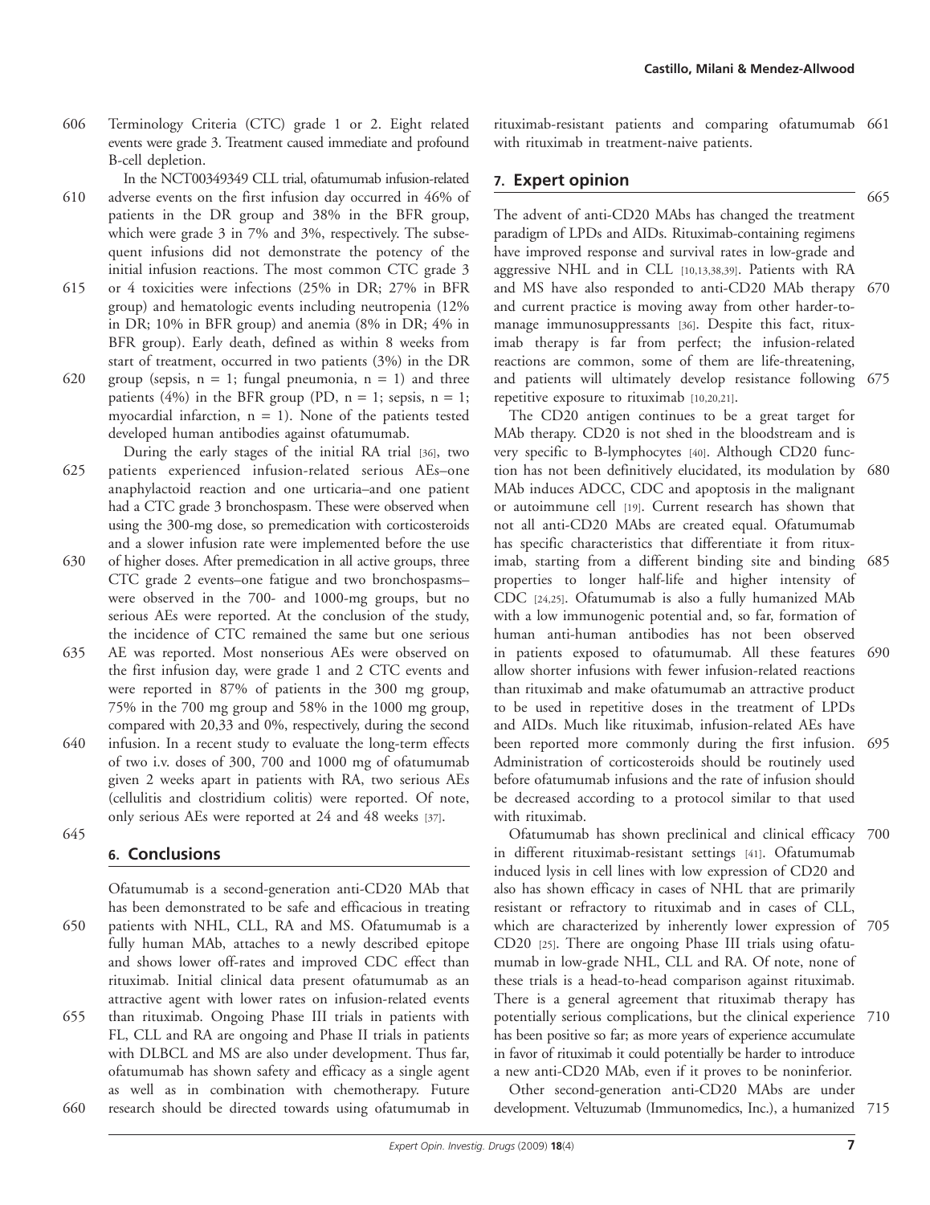Terminology Criteria (CTC) grade 1 or 2. Eight related events were grade 3. Treatment caused immediate and profound B-cell depletion.

In the NCT00349349 CLL trial, ofatumumab infusion-related adverse events on the first infusion day occurred in 46% of patients in the DR group and 38% in the BFR group, which were grade 3 in 7% and 3%, respectively. The subsequent infusions did not demonstrate the potency of the initial infusion reactions. The most common CTC grade 3 or 4 toxicities were infections (25% in DR; 27% in BFR group) and hematologic events including neutropenia (12% in DR; 10% in BFR group) and anemia (8% in DR; 4% in BFR group). Early death, defined as within 8 weeks from start of treatment, occurred in two patients (3%) in the DR group (sepsis, n = 1; fungal pneumonia, n = 1) and three patients (4%) in the BFR group (PD, n = 1; sepsis, n = 1; myocardial infarction, n = 1). None of the patients tested developed human antibodies against ofatumumab.

During the early stages of the initial RA trial [36], two patients experienced infusion-related serious AEs–one anaphylactoid reaction and one urticaria–and one patient had a CTC grade 3 bronchospasm. These were observed when using the 300-mg dose, so premedication with corticosteroids and a slower infusion rate were implemented before the use of higher doses. After premedication in all active groups, three CTC grade 2 events–one fatigue and two bronchospasms–were observed in the 700- and 1000-mg groups, but no serious AEs were reported. At the conclusion of the study, the incidence of CTC remained the same but one serious AE was reported. Most nonserious AEs were observed on the first infusion day, were grade 1 and 2 CTC events and were reported in 87% of patients in the 300 mg group, 75% in the 700 mg group and 58% in the 1000 mg group, compared with 20,33 and 0%, respectively, during the second infusion. In a recent study to evaluate the long-term effects of two i.v. doses of 300, 700 and 1000 mg of ofatumumab given 2 weeks apart in patients with RA, two serious AEs (cellulitis and clostridium colitis) were reported. Of note, only serious AEs were reported at 24 and 48 weeks [37].

## 6. Conclusions

Ofatumumab is a second-generation anti-CD20 MAb that has been demonstrated to be safe and efficacious in treating patients with NHL, CLL, RA and MS. Ofatumumab is a fully human MAb, attaches to a newly described epitope and shows lower off-rates and improved CDC effect than rituximab. Initial clinical data present ofatumumab as an attractive agent with lower rates on infusion-related events than rituximab. Ongoing Phase III trials in patients with FL, CLL and RA are ongoing and Phase II trials in patients with DLBCL and MS are also under development. Thus far, ofatumumab has shown safety and efficacy as a single agent as well as in combination with chemotherapy. Future research should be directed towards using ofatumumab in rituximab-resistant patients and comparing ofatumumab with rituximab in treatment-naive patients.

## 7. Expert opinion

The advent of anti-CD20 MAbs has changed the treatment paradigm of LPDs and AIDs. Rituximab-containing regimens have improved response and survival rates in low-grade and aggressive NHL and in CLL [10,13,38,39]. Patients with RA and MS have also responded to anti-CD20 MAb therapy and current practice is moving away from other harder-to-manage immunosuppressants [36]. Despite this fact, rituximab therapy is far from perfect; the infusion-related reactions are common, some of them are life-threatening, and patients will ultimately develop resistance following repetitive exposure to rituximab [10,20,21].

The CD20 antigen continues to be a great target for MAb therapy. CD20 is not shed in the bloodstream and is very specific to B-lymphocytes [40]. Although CD20 function has not been definitively elucidated, its modulation by MAb induces ADCC, CDC and apoptosis in the malignant or autoimmune cell [19]. Current research has shown that not all anti-CD20 MAbs are created equal. Ofatumumab has specific characteristics that differentiate it from rituximab, starting from a different binding site and binding properties to longer half-life and higher intensity of CDC [24,25]. Ofatumumab is also a fully humanized MAb with a low immunogenic potential and, so far, formation of human anti-human antibodies has not been observed in patients exposed to ofatumumab. All these features allow shorter infusions with fewer infusion-related reactions than rituximab and make ofatumumab an attractive product to be used in repetitive doses in the treatment of LPDs and AIDs. Much like rituximab, infusion-related AEs have been reported more commonly during the first infusion. Administration of corticosteroids should be routinely used before ofatumumab infusions and the rate of infusion should be decreased according to a protocol similar to that used with rituximab.

Ofatumumab has shown preclinical and clinical efficacy in different rituximab-resistant settings [41]. Ofatumumab induced lysis in cell lines with low expression of CD20 and also has shown efficacy in cases of NHL that are primarily resistant or refractory to rituximab and in cases of CLL, which are characterized by inherently lower expression of CD20 [25]. There are ongoing Phase III trials using ofatumumab in low-grade NHL, CLL and RA. Of note, none of these trials is a head-to-head comparison against rituximab. There is a general agreement that rituximab therapy has potentially serious complications, but the clinical experience has been positive so far; as more years of experience accumulate in favor of rituximab it could potentially be harder to introduce a new anti-CD20 MAb, even if it proves to be noninferior.

Other second-generation anti-CD20 MAbs are under development. Veltuzumab (Immunomedics, Inc.), a humanized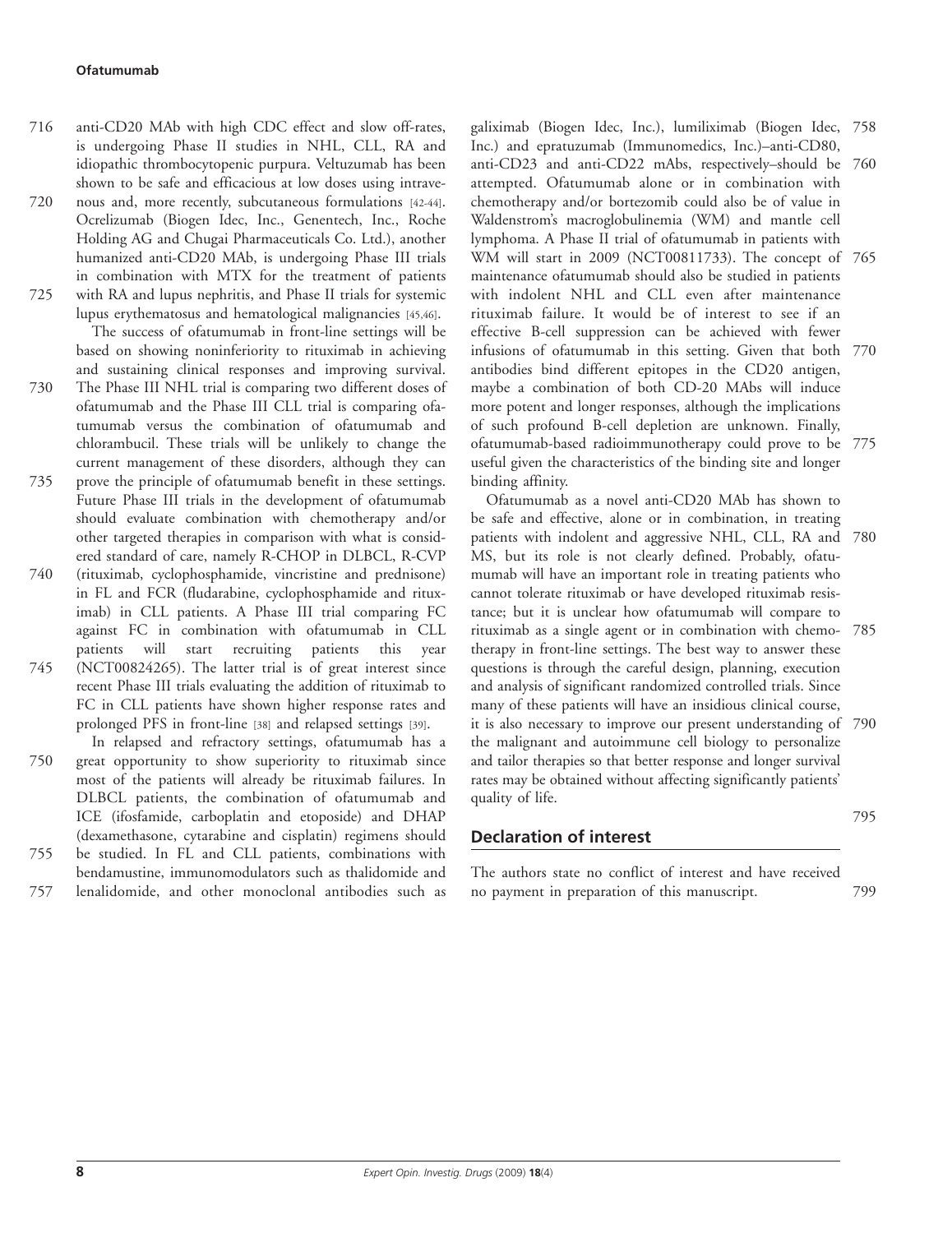anti-CD20 MAb with high CDC effect and slow off-rates, is undergoing Phase II studies in NHL, CLL, RA and idiopathic thrombocytopenic purpura. Veltuzumab has been shown to be safe and efficacious at low doses using intravenous and, more recently, subcutaneous formulations [42-44]. Ocrelizumab (Biogen Idec, Inc., Genentech, Inc., Roche Holding AG and Chugai Pharmaceuticals Co. Ltd.), another humanized anti-CD20 MAb, is undergoing Phase III trials in combination with MTX for the treatment of patients with RA and lupus nephritis, and Phase II trials for systemic lupus erythematosus and hematological malignancies [45,46].

The success of ofatumumab in front-line settings will be based on showing noninferiority to rituximab in achieving and sustaining clinical responses and improving survival. The Phase III NHL trial is comparing two different doses of ofatumumab and the Phase III CLL trial is comparing ofatumumab versus the combination of ofatumumab and chlorambucil. These trials will be unlikely to change the current management of these disorders, although they can prove the principle of ofatumumab benefit in these settings. Future Phase III trials in the development of ofatumumab should evaluate combination with chemotherapy and/or other targeted therapies in comparison with what is considered standard of care, namely R-CHOP in DLBCL, R-CVP (rituximab, cyclophosphamide, vincristine and prednisone) in FL and FCR (fludarabine, cyclophosphamide and rituximab) in CLL patients. A Phase III trial comparing FC against FC in combination with ofatumumab in CLL patients will start recruiting patients this year (NCT00824265). The latter trial is of great interest since recent Phase III trials evaluating the addition of rituximab to FC in CLL patients have shown higher response rates and prolonged PFS in front-line [38] and relapsed settings [39].

In relapsed and refractory settings, ofatumumab has a great opportunity to show superiority to rituximab since most of the patients will already be rituximab failures. In DLBCL patients, the combination of ofatumumab and ICE (ifosfamide, carboplatin and etoposide) and DHAP (dexamethasone, cytarabine and cisplatin) regimens should be studied. In FL and CLL patients, combinations with bendamustine, immunomodulators such as thalidomide and lenalidomide, and other monoclonal antibodies such as galiximab (Biogen Idec, Inc.), lumiliximab (Biogen Idec, Inc.) and epratuzumab (Immunomedics, Inc.)–anti-CD80, anti-CD23 and anti-CD22 mAbs, respectively–should be attempted. Ofatumumab alone or in combination with chemotherapy and/or bortezomib could also be of value in Waldenstrom's macroglobulinemia (WM) and mantle cell lymphoma. A Phase II trial of ofatumumab in patients with WM will start in 2009 (NCT00811733). The concept of maintenance ofatumumab should also be studied in patients with indolent NHL and CLL even after maintenance rituximab failure. It would be of interest to see if an effective B-cell suppression can be achieved with fewer infusions of ofatumumab in this setting. Given that both antibodies bind different epitopes in the CD20 antigen, maybe a combination of both CD-20 MAbs will induce more potent and longer responses, although the implications of such profound B-cell depletion are unknown. Finally, ofatumumab-based radioimmunotherapy could prove to be useful given the characteristics of the binding site and longer binding affinity.

Ofatumumab as a novel anti-CD20 MAb has shown to be safe and effective, alone or in combination, in treating patients with indolent and aggressive NHL, CLL, RA and MS, but its role is not clearly defined. Probably, ofatumumab will have an important role in treating patients who cannot tolerate rituximab or have developed rituximab resistance; but it is unclear how ofatumumab will compare to rituximab as a single agent or in combination with chemotherapy in front-line settings. The best way to answer these questions is through the careful design, planning, execution and analysis of significant randomized controlled trials. Since many of these patients will have an insidious clinical course, it is also necessary to improve our present understanding of the malignant and autoimmune cell biology to personalize and tailor therapies so that better response and longer survival rates may be obtained without affecting significantly patients' quality of life.

## Declaration of interest

The authors state no conflict of interest and have received no payment in preparation of this manuscript.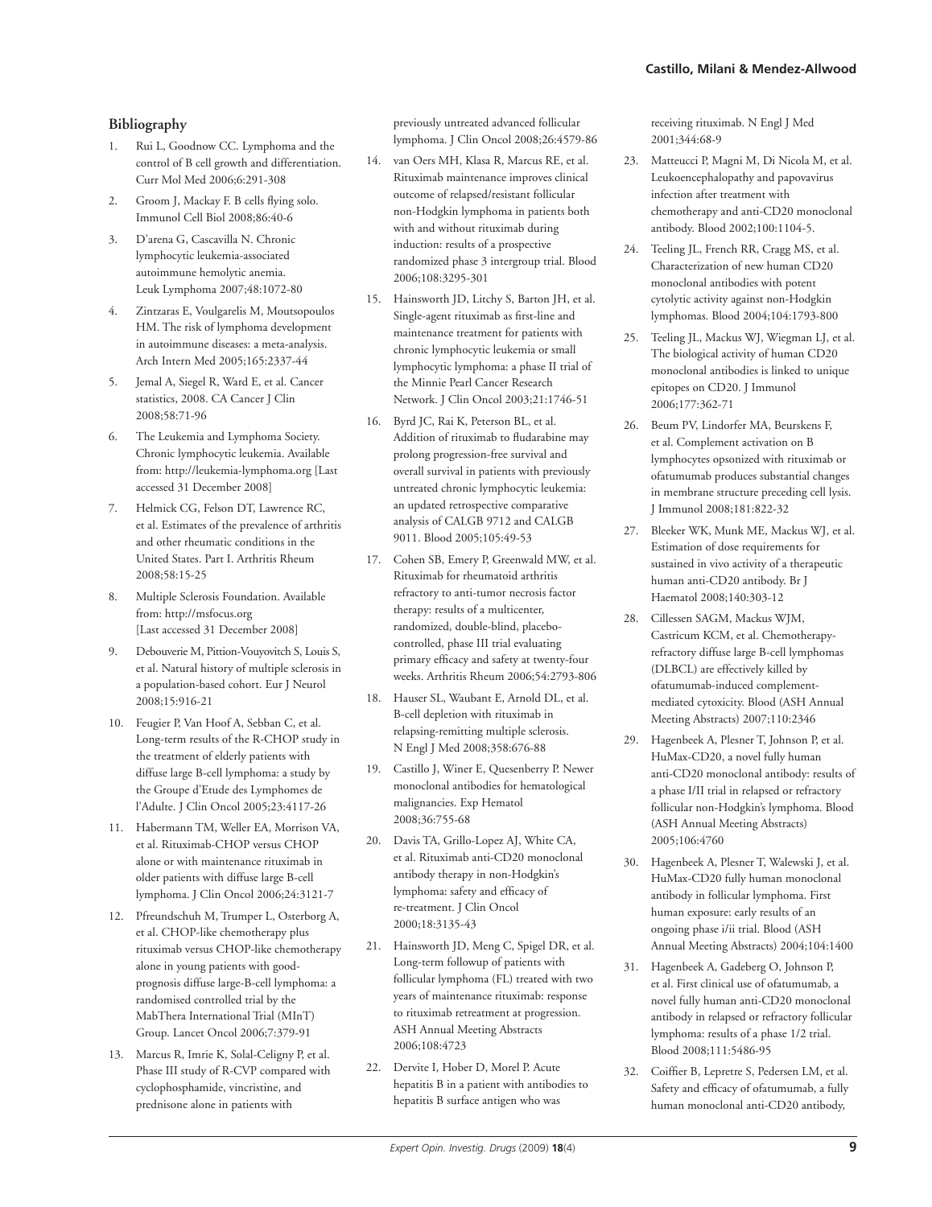## Bibliography

1. Rui L, Goodnow CC. Lymphoma and the control of B cell growth and differentiation. Curr Mol Med 2006;6:291-308
2. Groom J, Mackay F. B cells flying solo. Immunol Cell Biol 2008;86:40-6
3. D'arena G, Cascavilla N. Chronic lymphocytic leukemia-associated autoimmune hemolytic anemia. Leuk Lymphoma 2007;48:1072-80
4. Zintzaras E, Voulgarelis M, Moutsopoulos HM. The risk of lymphoma development in autoimmune diseases: a meta-analysis. Arch Intern Med 2005;165:2337-44
5. Jemal A, Siegel R, Ward E, et al. Cancer statistics, 2008. CA Cancer J Clin 2008;58:71-96
6. The Leukemia and Lymphoma Society. Chronic lymphocytic leukemia. Available from: http://leukemia-lymphoma.org [Last accessed 31 December 2008]
7. Helmick CG, Felson DT, Lawrence RC, et al. Estimates of the prevalence of arthritis and other rheumatic conditions in the United States. Part I. Arthritis Rheum 2008;58:15-25
8. Multiple Sclerosis Foundation. Available from: http://msfocus.org [Last accessed 31 December 2008]
9. Debouverie M, Pittion-Vouyovitch S, Louis S, et al. Natural history of multiple sclerosis in a population-based cohort. Eur J Neurol 2008;15:916-21
10. Feugier P, Van Hoof A, Sebban C, et al. Long-term results of the R-CHOP study in the treatment of elderly patients with diffuse large B-cell lymphoma: a study by the Groupe d'Etude des Lymphomes de l'Adulte. J Clin Oncol 2005;23:4117-26
11. Habermann TM, Weller EA, Morrison VA, et al. Rituximab-CHOP versus CHOP alone or with maintenance rituximab in older patients with diffuse large B-cell lymphoma. J Clin Oncol 2006;24:3121-7
12. Pfreundschuh M, Trumper L, Osterborg A, et al. CHOP-like chemotherapy plus rituximab versus CHOP-like chemotherapy alone in young patients with good-prognosis diffuse large-B-cell lymphoma: a randomised controlled trial by the MabThera International Trial (MInT) Group. Lancet Oncol 2006;7:379-91
13. Marcus R, Imrie K, Solal-Celigny P, et al. Phase III study of R-CVP compared with cyclophosphamide, vincristine, and prednisone alone in patients with previously untreated advanced follicular lymphoma. J Clin Oncol 2008;26:4579-86
14. van Oers MH, Klasa R, Marcus RE, et al. Rituximab maintenance improves clinical outcome of relapsed/resistant follicular non-Hodgkin lymphoma in patients both with and without rituximab during induction: results of a prospective randomized phase 3 intergroup trial. Blood 2006;108:3295-301
15. Hainsworth JD, Litchy S, Barton JH, et al. Single-agent rituximab as first-line and maintenance treatment for patients with chronic lymphocytic leukemia or small lymphocytic lymphoma: a phase II trial of the Minnie Pearl Cancer Research Network. J Clin Oncol 2003;21:1746-51
16. Byrd JC, Rai K, Peterson BL, et al. Addition of rituximab to fludarabine may prolong progression-free survival and overall survival in patients with previously untreated chronic lymphocytic leukemia: an updated retrospective comparative analysis of CALGB 9712 and CALGB 9011. Blood 2005;105:49-53
17. Cohen SB, Emery P, Greenwald MW, et al. Rituximab for rheumatoid arthritis refractory to anti-tumor necrosis factor therapy: results of a multicenter, randomized, double-blind, placebo-controlled, phase III trial evaluating primary efficacy and safety at twenty-four weeks. Arthritis Rheum 2006;54:2793-806
18. Hauser SL, Waubant E, Arnold DL, et al. B-cell depletion with rituximab in relapsing-remitting multiple sclerosis. N Engl J Med 2008;358:676-88
19. Castillo J, Winer E, Quesenberry P. Newer monoclonal antibodies for hematological malignancies. Exp Hematol 2008;36:755-68
20. Davis TA, Grillo-Lopez AJ, White CA, et al. Rituximab anti-CD20 monoclonal antibody therapy in non-Hodgkin's lymphoma: safety and efficacy of re-treatment. J Clin Oncol 2000;18:3135-43
21. Hainsworth JD, Meng C, Spigel DR, et al. Long-term followup of patients with follicular lymphoma (FL) treated with two years of maintenance rituximab: response to rituximab retreatment at progression. ASH Annual Meeting Abstracts 2006;108:4723
22. Dervite I, Hober D, Morel P. Acute hepatitis B in a patient with antibodies to hepatitis B surface antigen who was receiving rituximab. N Engl J Med 2001;344:68-9
23. Matteucci P, Magni M, Di Nicola M, et al. Leukoencephalopathy and papovavirus infection after treatment with chemotherapy and anti-CD20 monoclonal antibody. Blood 2002;100:1104-5.
24. Teeling JL, French RR, Cragg MS, et al. Characterization of new human CD20 monoclonal antibodies with potent cytolytic activity against non-Hodgkin lymphomas. Blood 2004;104:1793-800
25. Teeling JL, Mackus WJ, Wiegman LJ, et al. The biological activity of human CD20 monoclonal antibodies is linked to unique epitopes on CD20. J Immunol 2006;177:362-71
26. Beum PV, Lindorfer MA, Beurskens F, et al. Complement activation on B lymphocytes opsonized with rituximab or ofatumumab produces substantial changes in membrane structure preceding cell lysis. J Immunol 2008;181:822-32
27. Bleeker WK, Munk ME, Mackus WJ, et al. Estimation of dose requirements for sustained in vivo activity of a therapeutic human anti-CD20 antibody. Br J Haematol 2008;140:303-12
28. Cillessen SAGM, Mackus WJM, Castricum KCM, et al. Chemotherapy-refractory diffuse large B-cell lymphomas (DLBCL) are effectively killed by ofatumumab-induced complement-mediated cytoxicity. Blood (ASH Annual Meeting Abstracts) 2007;110:2346
29. Hagenbeek A, Plesner T, Johnson P, et al. HuMax-CD20, a novel fully human anti-CD20 monoclonal antibody: results of a phase I/II trial in relapsed or refractory follicular non-Hodgkin's lymphoma. Blood (ASH Annual Meeting Abstracts) 2005;106:4760
30. Hagenbeek A, Plesner T, Walewski J, et al. HuMax-CD20 fully human monoclonal antibody in follicular lymphoma. First human exposure: early results of an ongoing phase i/ii trial. Blood (ASH Annual Meeting Abstracts) 2004;104:1400
31. Hagenbeek A, Gadeberg O, Johnson P, et al. First clinical use of ofatumumab, a novel fully human anti-CD20 monoclonal antibody in relapsed or refractory follicular lymphoma: results of a phase 1/2 trial. Blood 2008;111:5486-95
32. Coiffier B, Lepretre S, Pedersen LM, et al. Safety and efficacy of ofatumumab, a fully human monoclonal anti-CD20 antibody,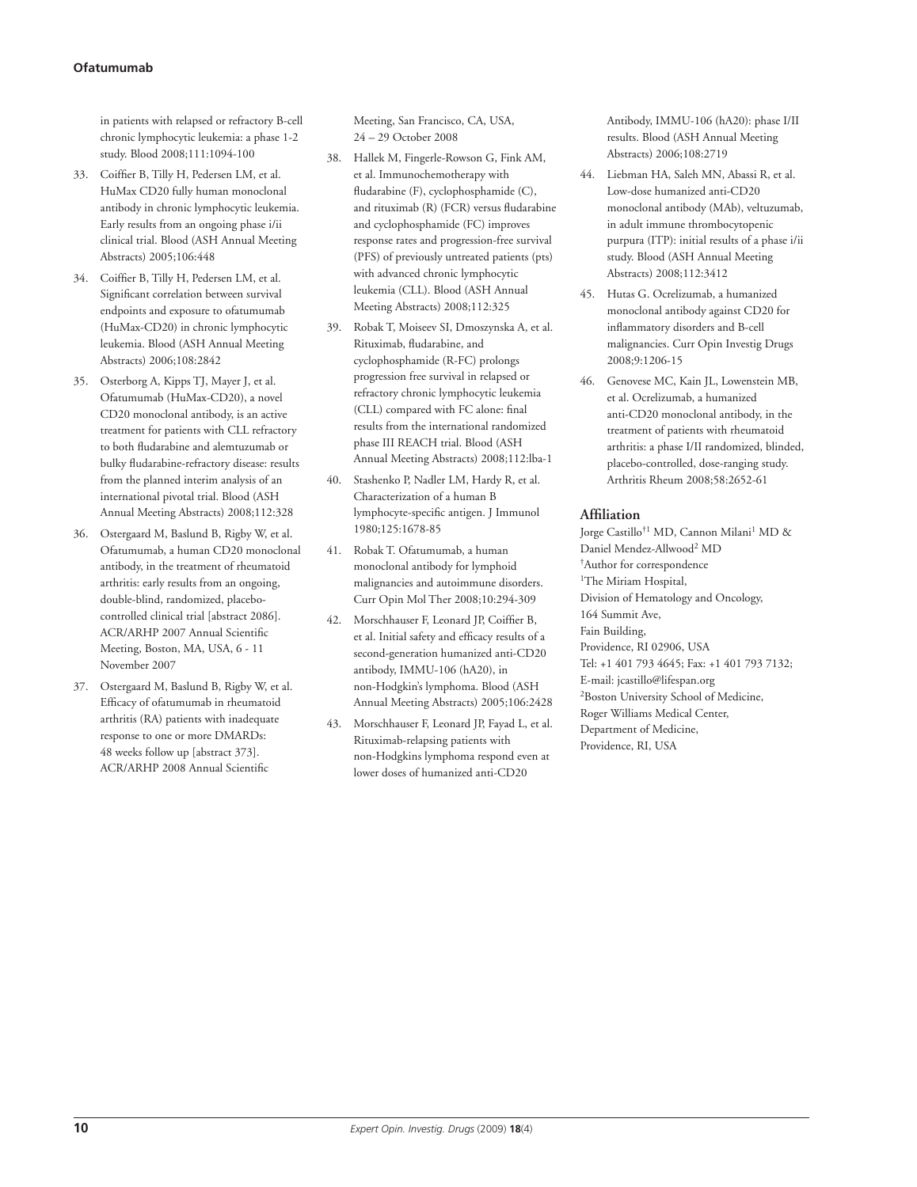in patients with relapsed or refractory B-cell chronic lymphocytic leukemia: a phase 1-2 study. Blood 2008;111:1094-100

33. Coiffier B, Tilly H, Pedersen LM, et al. HuMax CD20 fully human monoclonal antibody in chronic lymphocytic leukemia. Early results from an ongoing phase i/ii clinical trial. Blood (ASH Annual Meeting Abstracts) 2005;106:448
34. Coiffier B, Tilly H, Pedersen LM, et al. Significant correlation between survival endpoints and exposure to ofatumumab (HuMax-CD20) in chronic lymphocytic leukemia. Blood (ASH Annual Meeting Abstracts) 2006;108:2842
35. Osterborg A, Kipps TJ, Mayer J, et al. Ofatumumab (HuMax-CD20), a novel CD20 monoclonal antibody, is an active treatment for patients with CLL refractory to both fludarabine and alemtuzumab or bulky fludarabine-refractory disease: results from the planned interim analysis of an international pivotal trial. Blood (ASH Annual Meeting Abstracts) 2008;112:328
36. Ostergaard M, Baslund B, Rigby W, et al. Ofatumumab, a human CD20 monoclonal antibody, in the treatment of rheumatoid arthritis: early results from an ongoing, double-blind, randomized, placebo-controlled clinical trial [abstract 2086]. ACR/ARHP 2007 Annual Scientific Meeting, Boston, MA, USA, 6 - 11 November 2007
37. Ostergaard M, Baslund B, Rigby W, et al. Efficacy of ofatumumab in rheumatoid arthritis (RA) patients with inadequate response to one or more DMARDs: 48 weeks follow up [abstract 373]. ACR/ARHP 2008 Annual Scientific Meeting, San Francisco, CA, USA, 24 – 29 October 2008
38. Hallek M, Fingerle-Rowson G, Fink AM, et al. Immunochemotherapy with fludarabine (F), cyclophosphamide (C), and rituximab (R) (FCR) versus fludarabine and cyclophosphamide (FC) improves response rates and progression-free survival (PFS) of previously untreated patients (pts) with advanced chronic lymphocytic leukemia (CLL). Blood (ASH Annual Meeting Abstracts) 2008;112:325
39. Robak T, Moiseev SI, Dmoszynska A, et al. Rituximab, fludarabine, and cyclophosphamide (R-FC) prolongs progression free survival in relapsed or refractory chronic lymphocytic leukemia (CLL) compared with FC alone: final results from the international randomized phase III REACH trial. Blood (ASH Annual Meeting Abstracts) 2008;112:lba-1
40. Stashenko P, Nadler LM, Hardy R, et al. Characterization of a human B lymphocyte-specific antigen. J Immunol 1980;125:1678-85
41. Robak T. Ofatumumab, a human monoclonal antibody for lymphoid malignancies and autoimmune disorders. Curr Opin Mol Ther 2008;10:294-309
42. Morschhauser F, Leonard JP, Coiffier B, et al. Initial safety and efficacy results of a second-generation humanized anti-CD20 antibody, IMMU-106 (hA20), in non-Hodgkin's lymphoma. Blood (ASH Annual Meeting Abstracts) 2005;106:2428
43. Morschhauser F, Leonard JP, Fayad L, et al. Rituximab-relapsing patients with non-Hodgkins lymphoma respond even at lower doses of humanized anti-CD20 Antibody, IMMU-106 (hA20): phase I/II results. Blood (ASH Annual Meeting Abstracts) 2006;108:2719
44. Liebman HA, Saleh MN, Abassi R, et al. Low-dose humanized anti-CD20 monoclonal antibody (MAb), veltuzumab, in adult immune thrombocytopenic purpura (ITP): initial results of a phase i/ii study. Blood (ASH Annual Meeting Abstracts) 2008;112:3412
45. Hutas G. Ocrelizumab, a humanized monoclonal antibody against CD20 for inflammatory disorders and B-cell malignancies. Curr Opin Investig Drugs 2008;9:1206-15
46. Genovese MC, Kain JL, Lowenstein MB, et al. Ocrelizumab, a humanized anti-CD20 monoclonal antibody, in the treatment of patients with rheumatoid arthritis: a phase I/II randomized, blinded, placebo-controlled, dose-ranging study. Arthritis Rheum 2008;58:2652-61

## Affiliation

Jorge Castillo[†1] MD, Cannon Milani[1] MD & Daniel Mendez-Allwood[2] MD
[†]Author for correspondence
[1]The Miriam Hospital,
Division of Hematology and Oncology,
164 Summit Ave,
Fain Building,
Providence, RI 02906, USA
Tel: +1 401 793 4645; Fax: +1 401 793 7132;
E-mail: jcastillo@lifespan.org
[2]Boston University School of Medicine,
Roger Williams Medical Center,
Department of Medicine,
Providence, RI, USA